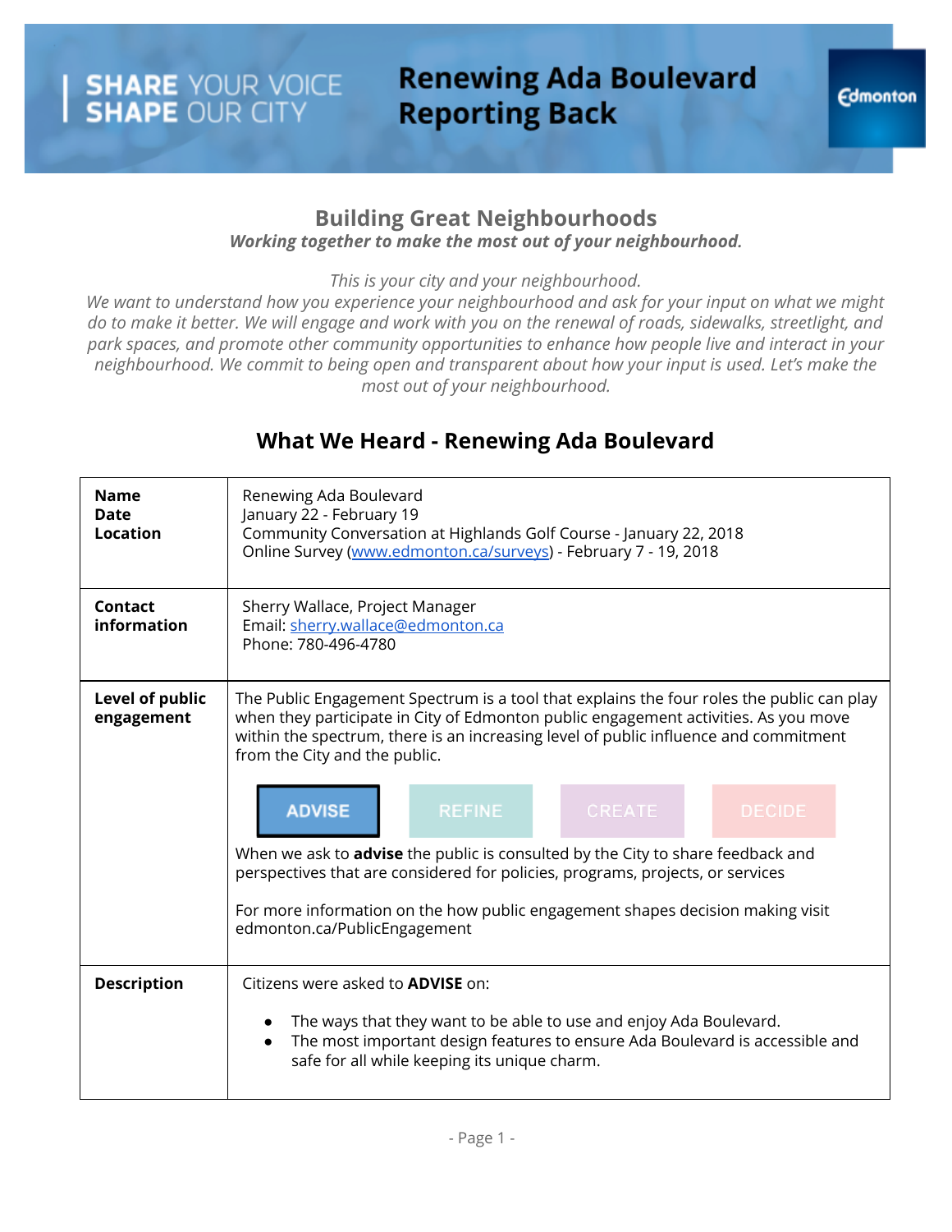# Renewing Ada Boulevard Reporting Back

SHARE YOUR VOICE SHAPE OUR CITY

Edmonton

## Building Great Neighbourhoods

***Working together to make the most out of your neighbourhood.***

*This is your city and your neighbourhood.*
*We want to understand how you experience your neighbourhood and ask for your input on what we might do to make it better. We will engage and work with you on the renewal of roads, sidewalks, streetlight, and park spaces, and promote other community opportunities to enhance how people live and interact in your neighbourhood. We commit to being open and transparent about how your input is used. Let's make the most out of your neighbourhood.*

## What We Heard - Renewing Ada Boulevard

| | |
|---|---|
| **Name**<br>**Date**<br>**Location** | Renewing Ada Boulevard<br>January 22 - February 19<br>Community Conversation at Highlands Golf Course - January 22, 2018<br>Online Survey (www.edmonton.ca/surveys) - February 7 - 19, 2018 |
| **Contact information** | Sherry Wallace, Project Manager<br>Email: sherry.wallace@edmonton.ca<br>Phone: 780-496-4780 |
| **Level of public engagement** | The Public Engagement Spectrum is a tool that explains the four roles the public can play when they participate in City of Edmonton public engagement activities. As you move within the spectrum, there is an increasing level of public influence and commitment from the City and the public.<br><br>**ADVISE** REFINE CREATE DECIDE<br><br>When we ask to **advise** the public is consulted by the City to share feedback and perspectives that are considered for policies, programs, projects, or services<br><br>For more information on the how public engagement shapes decision making visit edmonton.ca/PublicEngagement |
| **Description** | Citizens were asked to **ADVISE** on:<br>• The ways that they want to be able to use and enjoy Ada Boulevard.<br>• The most important design features to ensure Ada Boulevard is accessible and safe for all while keeping its unique charm. |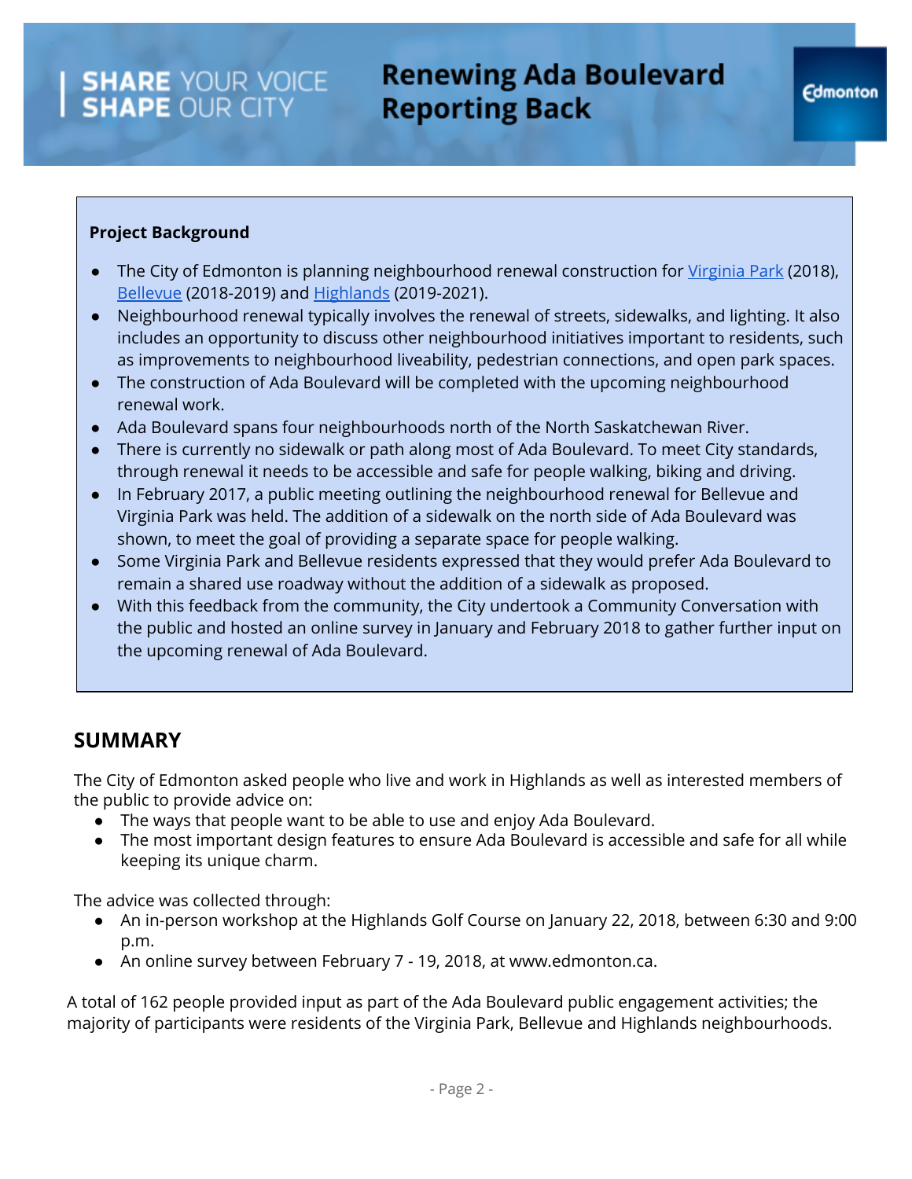**Project Background**

- The City of Edmonton is planning neighbourhood renewal construction for Virginia Park (2018), Bellevue (2018-2019) and Highlands (2019-2021).
- Neighbourhood renewal typically involves the renewal of streets, sidewalks, and lighting. It also includes an opportunity to discuss other neighbourhood initiatives important to residents, such as improvements to neighbourhood liveability, pedestrian connections, and open park spaces.
- The construction of Ada Boulevard will be completed with the upcoming neighbourhood renewal work.
- Ada Boulevard spans four neighbourhoods north of the North Saskatchewan River.
- There is currently no sidewalk or path along most of Ada Boulevard. To meet City standards, through renewal it needs to be accessible and safe for people walking, biking and driving.
- In February 2017, a public meeting outlining the neighbourhood renewal for Bellevue and Virginia Park was held. The addition of a sidewalk on the north side of Ada Boulevard was shown, to meet the goal of providing a separate space for people walking.
- Some Virginia Park and Bellevue residents expressed that they would prefer Ada Boulevard to remain a shared use roadway without the addition of a sidewalk as proposed.
- With this feedback from the community, the City undertook a Community Conversation with the public and hosted an online survey in January and February 2018 to gather further input on the upcoming renewal of Ada Boulevard.

## SUMMARY

The City of Edmonton asked people who live and work in Highlands as well as interested members of the public to provide advice on:

- The ways that people want to be able to use and enjoy Ada Boulevard.
- The most important design features to ensure Ada Boulevard is accessible and safe for all while keeping its unique charm.

The advice was collected through:

- An in-person workshop at the Highlands Golf Course on January 22, 2018, between 6:30 and 9:00 p.m.
- An online survey between February 7 - 19, 2018, at www.edmonton.ca.

A total of 162 people provided input as part of the Ada Boulevard public engagement activities; the majority of participants were residents of the Virginia Park, Bellevue and Highlands neighbourhoods.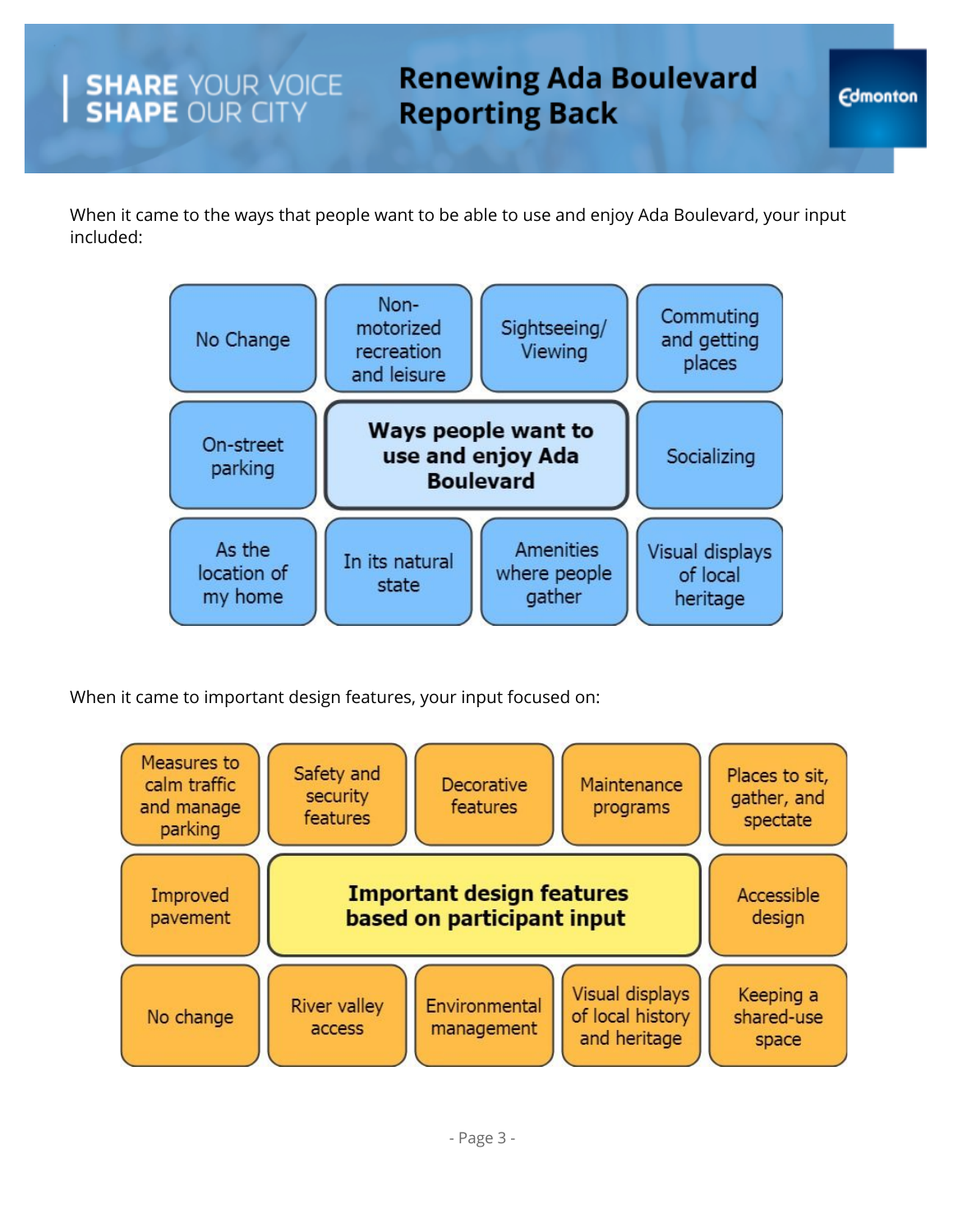When it came to the ways that people want to be able to use and enjoy Ada Boulevard, your input included:

**Ways people want to use and enjoy Ada Boulevard**

- No Change
- Non-motorized recreation and leisure
- Sightseeing/ Viewing
- Commuting and getting places
- On-street parking
- Socializing
- As the location of my home
- In its natural state
- Amenities where people gather
- Visual displays of local heritage

When it came to important design features, your input focused on:

**Important design features based on participant input**

- Measures to calm traffic and manage parking
- Safety and security features
- Decorative features
- Maintenance programs
- Places to sit, gather, and spectate
- Improved pavement
- Accessible design
- No change
- River valley access
- Environmental management
- Visual displays of local history and heritage
- Keeping a shared-use space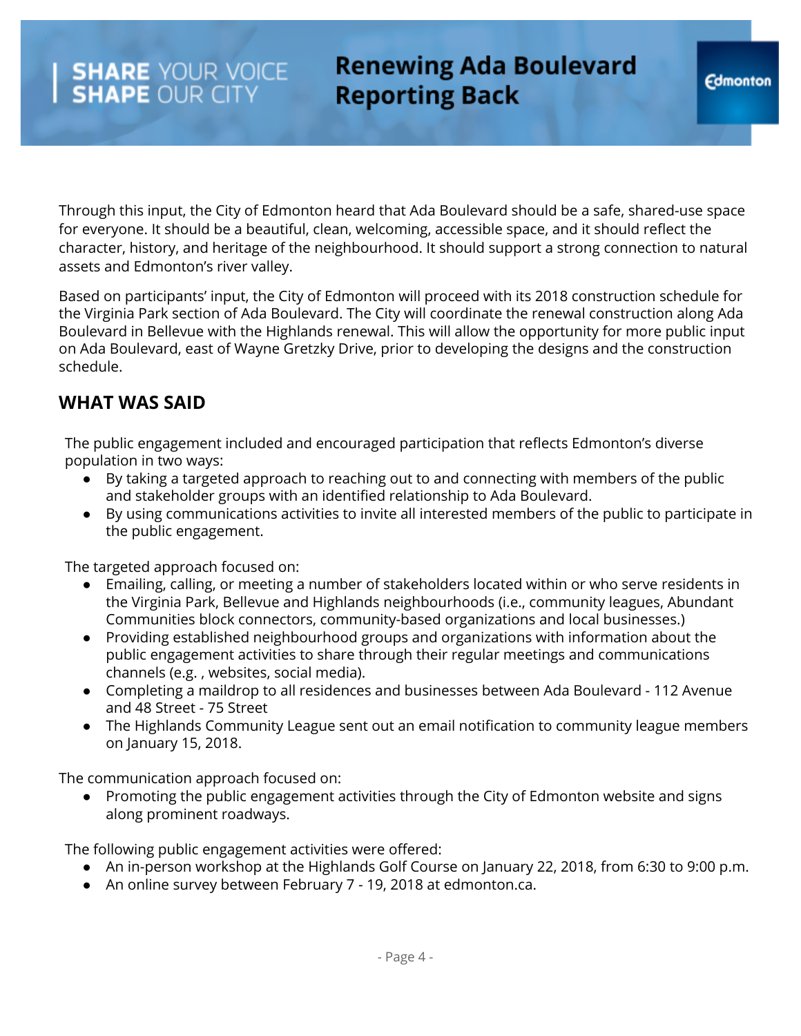Through this input, the City of Edmonton heard that Ada Boulevard should be a safe, shared-use space for everyone. It should be a beautiful, clean, welcoming, accessible space, and it should reflect the character, history, and heritage of the neighbourhood. It should support a strong connection to natural assets and Edmonton's river valley.

Based on participants' input, the City of Edmonton will proceed with its 2018 construction schedule for the Virginia Park section of Ada Boulevard. The City will coordinate the renewal construction along Ada Boulevard in Bellevue with the Highlands renewal. This will allow the opportunity for more public input on Ada Boulevard, east of Wayne Gretzky Drive, prior to developing the designs and the construction schedule.

## WHAT WAS SAID

The public engagement included and encouraged participation that reflects Edmonton's diverse population in two ways:

- By taking a targeted approach to reaching out to and connecting with members of the public and stakeholder groups with an identified relationship to Ada Boulevard.
- By using communications activities to invite all interested members of the public to participate in the public engagement.

The targeted approach focused on:

- Emailing, calling, or meeting a number of stakeholders located within or who serve residents in the Virginia Park, Bellevue and Highlands neighbourhoods (i.e., community leagues, Abundant Communities block connectors, community-based organizations and local businesses.)
- Providing established neighbourhood groups and organizations with information about the public engagement activities to share through their regular meetings and communications channels (e.g. , websites, social media).
- Completing a maildrop to all residences and businesses between Ada Boulevard - 112 Avenue and 48 Street - 75 Street
- The Highlands Community League sent out an email notification to community league members on January 15, 2018.

The communication approach focused on:

- Promoting the public engagement activities through the City of Edmonton website and signs along prominent roadways.

The following public engagement activities were offered:

- An in-person workshop at the Highlands Golf Course on January 22, 2018, from 6:30 to 9:00 p.m.
- An online survey between February 7 - 19, 2018 at edmonton.ca.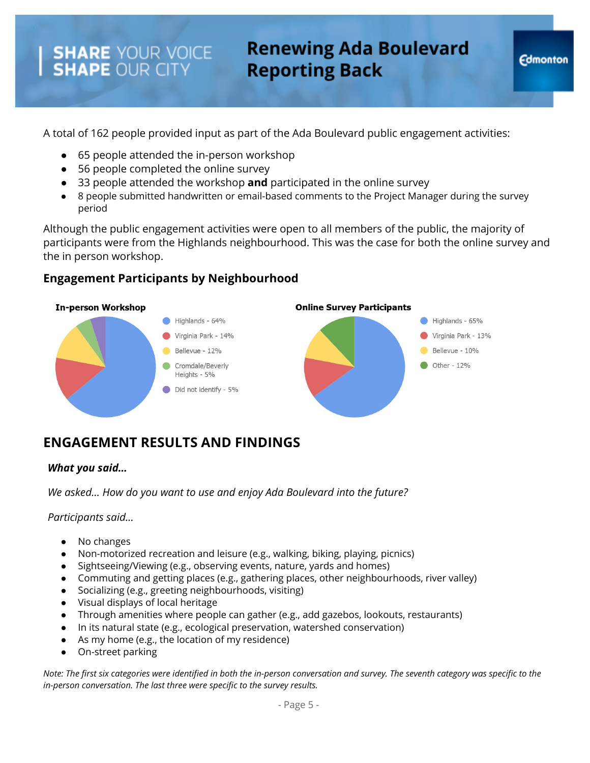A total of 162 people provided input as part of the Ada Boulevard public engagement activities:

- 65 people attended the in-person workshop
- 56 people completed the online survey
- 33 people attended the workshop **and** participated in the online survey
- 8 people submitted handwritten or email-based comments to the Project Manager during the survey period

Although the public engagement activities were open to all members of the public, the majority of participants were from the Highlands neighbourhood. This was the case for both the online survey and the in person workshop.

### Engagement Participants by Neighbourhood

**In-person Workshop**

- Highlands - 64%
- Virginia Park - 14%
- Bellevue - 12%
- Cromdale/Beverly Heights - 5%
- Did not identify - 5%

**Online Survey Participants**

- Highlands - 65%
- Virginia Park - 13%
- Bellevue - 10%
- Other - 12%

## ENGAGEMENT RESULTS AND FINDINGS

***What you said...***

*We asked... How do you want to use and enjoy Ada Boulevard into the future?*

*Participants said...*

- No changes
- Non-motorized recreation and leisure (e.g., walking, biking, playing, picnics)
- Sightseeing/Viewing (e.g., observing events, nature, yards and homes)
- Commuting and getting places (e.g., gathering places, other neighbourhoods, river valley)
- Socializing (e.g., greeting neighbourhoods, visiting)
- Visual displays of local heritage
- Through amenities where people can gather (e.g., add gazebos, lookouts, restaurants)
- In its natural state (e.g., ecological preservation, watershed conservation)
- As my home (e.g., the location of my residence)
- On-street parking

*Note: The first six categories were identified in both the in-person conversation and survey. The seventh category was specific to the in-person conversation. The last three were specific to the survey results.*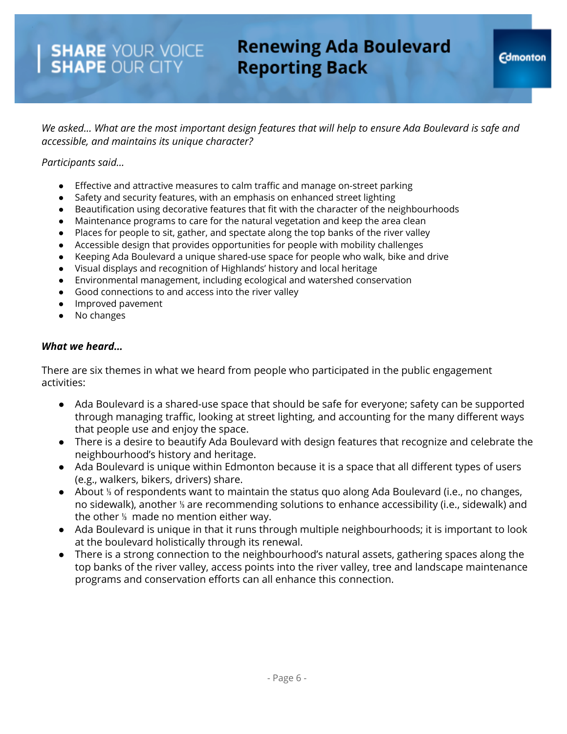*We asked… What are the most important design features that will help to ensure Ada Boulevard is safe and accessible, and maintains its unique character?*

*Participants said…*

- Effective and attractive measures to calm traffic and manage on-street parking
- Safety and security features, with an emphasis on enhanced street lighting
- Beautification using decorative features that fit with the character of the neighbourhoods
- Maintenance programs to care for the natural vegetation and keep the area clean
- Places for people to sit, gather, and spectate along the top banks of the river valley
- Accessible design that provides opportunities for people with mobility challenges
- Keeping Ada Boulevard a unique shared-use space for people who walk, bike and drive
- Visual displays and recognition of Highlands' history and local heritage
- Environmental management, including ecological and watershed conservation
- Good connections to and access into the river valley
- Improved pavement
- No changes

***What we heard…***

There are six themes in what we heard from people who participated in the public engagement activities:

- Ada Boulevard is a shared-use space that should be safe for everyone; safety can be supported through managing traffic, looking at street lighting, and accounting for the many different ways that people use and enjoy the space.
- There is a desire to beautify Ada Boulevard with design features that recognize and celebrate the neighbourhood's history and heritage.
- Ada Boulevard is unique within Edmonton because it is a space that all different types of users (e.g., walkers, bikers, drivers) share.
- About ⅓ of respondents want to maintain the status quo along Ada Boulevard (i.e., no changes, no sidewalk), another ⅓ are recommending solutions to enhance accessibility (i.e., sidewalk) and the other ⅓ made no mention either way.
- Ada Boulevard is unique in that it runs through multiple neighbourhoods; it is important to look at the boulevard holistically through its renewal.
- There is a strong connection to the neighbourhood's natural assets, gathering spaces along the top banks of the river valley, access points into the river valley, tree and landscape maintenance programs and conservation efforts can all enhance this connection.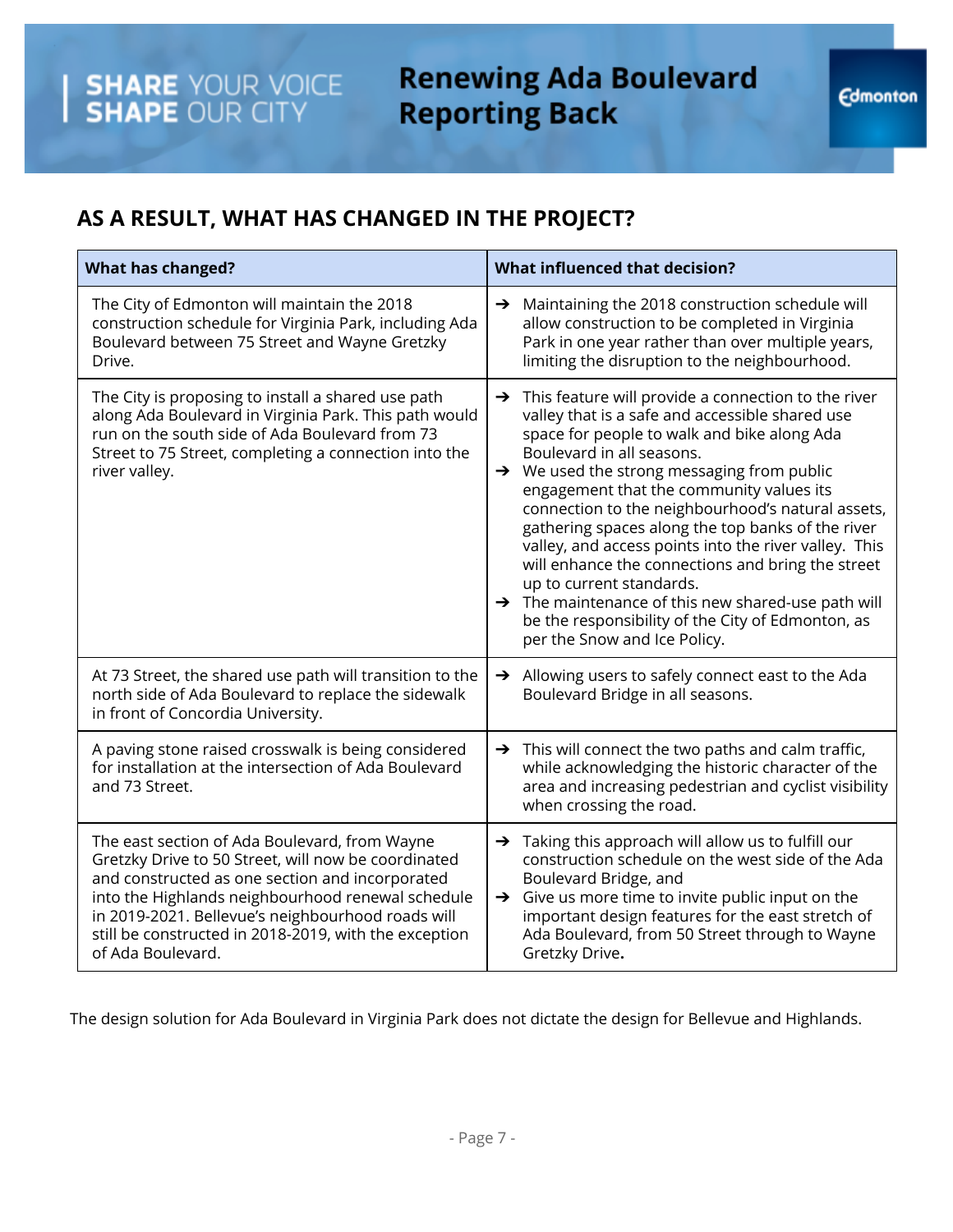## AS A RESULT, WHAT HAS CHANGED IN THE PROJECT?

| What has changed? | What influenced that decision? |
| --- | --- |
| The City of Edmonton will maintain the 2018 construction schedule for Virginia Park, including Ada Boulevard between 75 Street and Wayne Gretzky Drive. | ➔ Maintaining the 2018 construction schedule will allow construction to be completed in Virginia Park in one year rather than over multiple years, limiting the disruption to the neighbourhood. |
| The City is proposing to install a shared use path along Ada Boulevard in Virginia Park. This path would run on the south side of Ada Boulevard from 73 Street to 75 Street, completing a connection into the river valley. | ➔ This feature will provide a connection to the river valley that is a safe and accessible shared use space for people to walk and bike along Ada Boulevard in all seasons.<br>➔ We used the strong messaging from public engagement that the community values its connection to the neighbourhood's natural assets, gathering spaces along the top banks of the river valley, and access points into the river valley. This will enhance the connections and bring the street up to current standards.<br>➔ The maintenance of this new shared-use path will be the responsibility of the City of Edmonton, as per the Snow and Ice Policy. |
| At 73 Street, the shared use path will transition to the north side of Ada Boulevard to replace the sidewalk in front of Concordia University. | ➔ Allowing users to safely connect east to the Ada Boulevard Bridge in all seasons. |
| A paving stone raised crosswalk is being considered for installation at the intersection of Ada Boulevard and 73 Street. | ➔ This will connect the two paths and calm traffic, while acknowledging the historic character of the area and increasing pedestrian and cyclist visibility when crossing the road. |
| The east section of Ada Boulevard, from Wayne Gretzky Drive to 50 Street, will now be coordinated and constructed as one section and incorporated into the Highlands neighbourhood renewal schedule in 2019-2021. Bellevue's neighbourhood roads will still be constructed in 2018-2019, with the exception of Ada Boulevard. | ➔ Taking this approach will allow us to fulfill our construction schedule on the west side of the Ada Boulevard Bridge, and<br>➔ Give us more time to invite public input on the important design features for the east stretch of Ada Boulevard, from 50 Street through to Wayne Gretzky Drive. |

The design solution for Ada Boulevard in Virginia Park does not dictate the design for Bellevue and Highlands.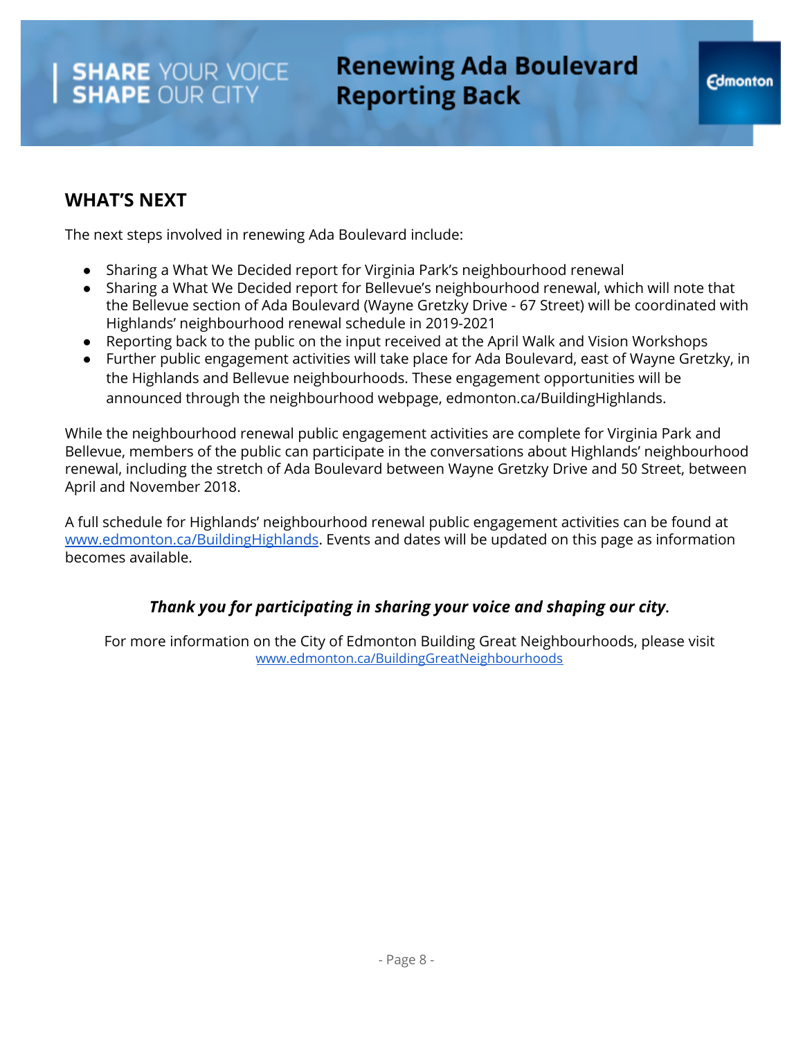## WHAT'S NEXT

The next steps involved in renewing Ada Boulevard include:

- Sharing a What We Decided report for Virginia Park's neighbourhood renewal
- Sharing a What We Decided report for Bellevue's neighbourhood renewal, which will note that the Bellevue section of Ada Boulevard (Wayne Gretzky Drive - 67 Street) will be coordinated with Highlands' neighbourhood renewal schedule in 2019-2021
- Reporting back to the public on the input received at the April Walk and Vision Workshops
- Further public engagement activities will take place for Ada Boulevard, east of Wayne Gretzky, in the Highlands and Bellevue neighbourhoods. These engagement opportunities will be announced through the neighbourhood webpage, edmonton.ca/BuildingHighlands.

While the neighbourhood renewal public engagement activities are complete for Virginia Park and Bellevue, members of the public can participate in the conversations about Highlands' neighbourhood renewal, including the stretch of Ada Boulevard between Wayne Gretzky Drive and 50 Street, between April and November 2018.

A full schedule for Highlands' neighbourhood renewal public engagement activities can be found at www.edmonton.ca/BuildingHighlands. Events and dates will be updated on this page as information becomes available.

***Thank you for participating in sharing your voice and shaping our city*.**

For more information on the City of Edmonton Building Great Neighbourhoods, please visit www.edmonton.ca/BuildingGreatNeighbourhoods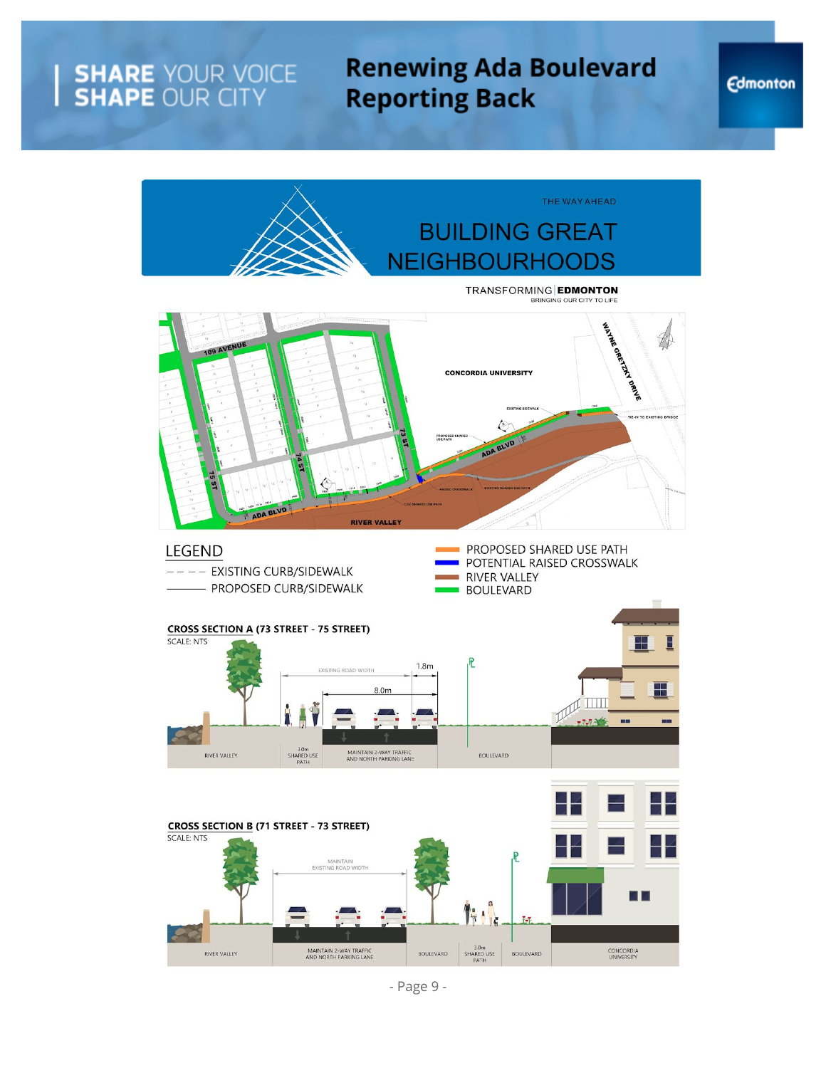THE WAY AHEAD

# BUILDING GREAT NEIGHBOURHOODS

TRANSFORMING EDMONTON
BRINGING OUR CITY TO LIFE

109 AVENUE
CONCORDIA UNIVERSITY
WAYNE GRETZKY DRIVE
EXISTING SIDEWALK
TIE-IN TO EXISTING BRIDGE
PROPOSED SHARED USE PATH
ADA BLVD
73 ST
74 ST
75 ST
RAISED CROSSWALK
EXISTING SHARED USE PATH
3.0m SHARED USE PATH
ADA BLVD
RIVER VALLEY

LEGEND
- - - - EXISTING CURB/SIDEWALK
——— PROPOSED CURB/SIDEWALK
PROPOSED SHARED USE PATH
POTENTIAL RAISED CROSSWALK
RIVER VALLEY
BOULEVARD

**CROSS SECTION A (73 STREET - 75 STREET)**
SCALE: NTS

EXISTING ROAD WIDTH
1.8m
8.0m
RIVER VALLEY
3.0m SHARED USE PATH
MAINTAIN 2-WAY TRAFFIC AND NORTH PARKING LANE
BOULEVARD

**CROSS SECTION B (71 STREET - 73 STREET)**
SCALE: NTS

MAINTAIN EXISTING ROAD WIDTH
RIVER VALLEY
MAINTAIN 2-WAY TRAFFIC AND NORTH PARKING LANE
BOULEVARD
3.0m SHARED USE PATH
BOULEVARD
CONCORDIA UNIVERSITY